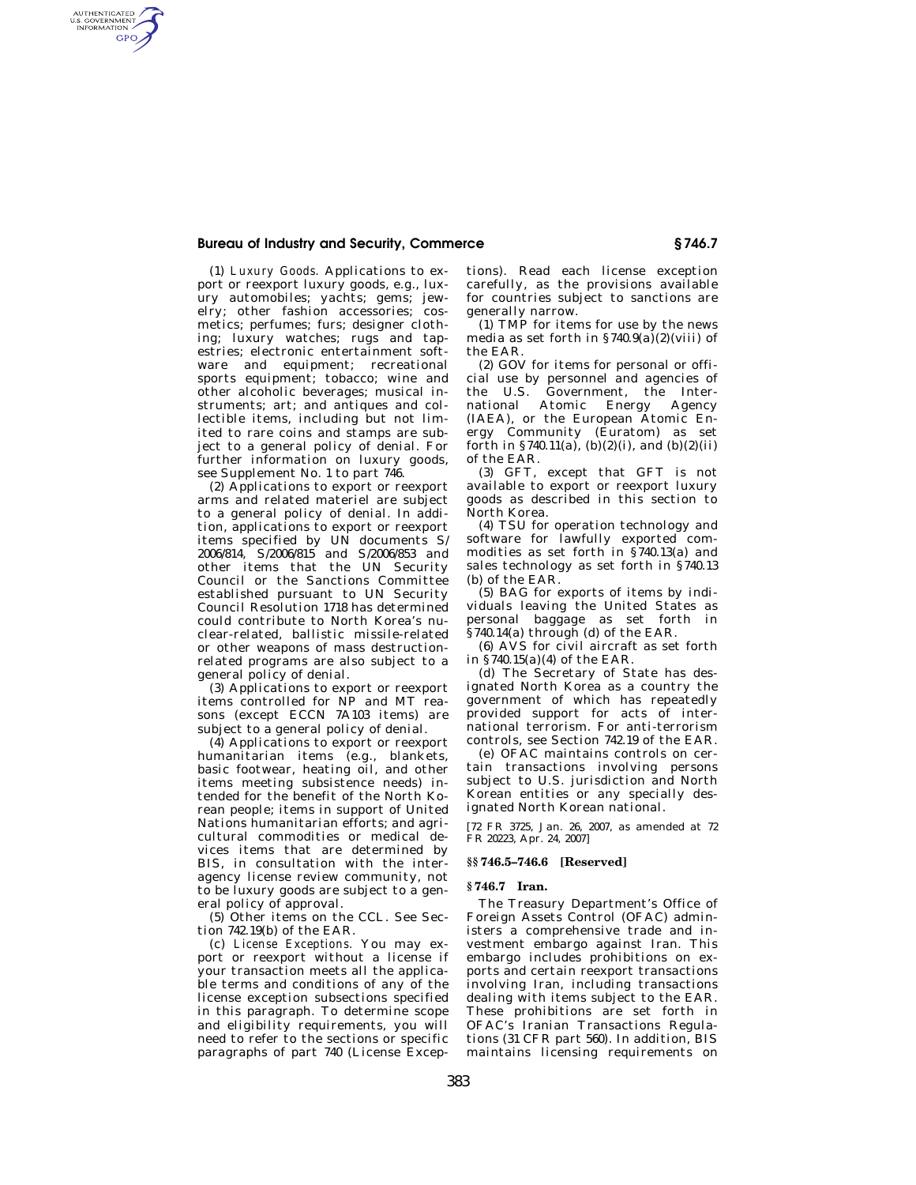(1) *Luxury Goods.* Applications to export or reexport luxury goods, e.g., luxury automobiles; yachts; gems; jewelry; other fashion accessories; cosmetics; perfumes; furs; designer clothing; luxury watches; rugs and tapestries; electronic entertainment software and equipment; recreational sports equipment; tobacco; wine and other alcoholic beverages; musical instruments; art; and antiques and collectible items, including but not limited to rare coins and stamps are subject to a general policy of denial. For further information on luxury goods, see Supplement No. 1 to part 746.

(2) Applications to export or reexport arms and related materiel are subject to a general policy of denial. In addition, applications to export or reexport items specified by UN documents S/2006/814, S/2006/815 and S/2006/853 and other items that the UN Security Council or the Sanctions Committee established pursuant to UN Security Council Resolution 1718 has determined could contribute to North Korea's nuclear-related, ballistic missile-related or other weapons of mass destruction-related programs are also subject to a general policy of denial.

(3) Applications to export or reexport items controlled for NP and MT reasons (except ECCN 7A103 items) are subject to a general policy of denial.

(4) Applications to export or reexport humanitarian items (e.g., blankets, basic footwear, heating oil, and other items meeting subsistence needs) intended for the benefit of the North Korean people; items in support of United Nations humanitarian efforts; and agricultural commodities or medical devices items that are determined by BIS, in consultation with the interagency license review community, not to be luxury goods are subject to a general policy of approval.

(5) Other items on the CCL. See Section 742.19(b) of the EAR.

(c) *License Exceptions.* You may export or reexport without a license if your transaction meets all the applicable terms and conditions of any of the license exception subsections specified in this paragraph. To determine scope and eligibility requirements, you will need to refer to the sections or specific paragraphs of part 740 (License Exceptions). Read each license exception carefully, as the provisions available for countries subject to sanctions are generally narrow.

(1) TMP for items for use by the news media as set forth in §740.9(a)(2)(viii) of the EAR.

(2) GOV for items for personal or official use by personnel and agencies of the U.S. Government, the International Atomic Energy Agency (IAEA), or the European Atomic Energy Community (Euratom) as set forth in §740.11(a), (b)(2)(i), and (b)(2)(ii) of the EAR.

(3) GFT, except that GFT is not available to export or reexport luxury goods as described in this section to North Korea.

(4) TSU for operation technology and software for lawfully exported commodities as set forth in §740.13(a) and sales technology as set forth in §740.13 (b) of the EAR.

(5) BAG for exports of items by individuals leaving the United States as personal baggage as set forth in §740.14(a) through (d) of the EAR.

(6) AVS for civil aircraft as set forth in §740.15(a)(4) of the EAR.

(d) The Secretary of State has designated North Korea as a country the government of which has repeatedly provided support for acts of international terrorism. For anti-terrorism controls, see Section 742.19 of the EAR.

(e) OFAC maintains controls on certain transactions involving persons subject to U.S. jurisdiction and North Korean entities or any specially designated North Korean national.

[72 FR 3725, Jan. 26, 2007, as amended at 72 FR 20223, Apr. 24, 2007]

### §§ 746.5–746.6 [Reserved]

### § 746.7 Iran.

The Treasury Department's Office of Foreign Assets Control (OFAC) administers a comprehensive trade and investment embargo against Iran. This embargo includes prohibitions on exports and certain reexport transactions involving Iran, including transactions dealing with items subject to the EAR. These prohibitions are set forth in OFAC's Iranian Transactions Regulations (31 CFR part 560). In addition, BIS maintains licensing requirements on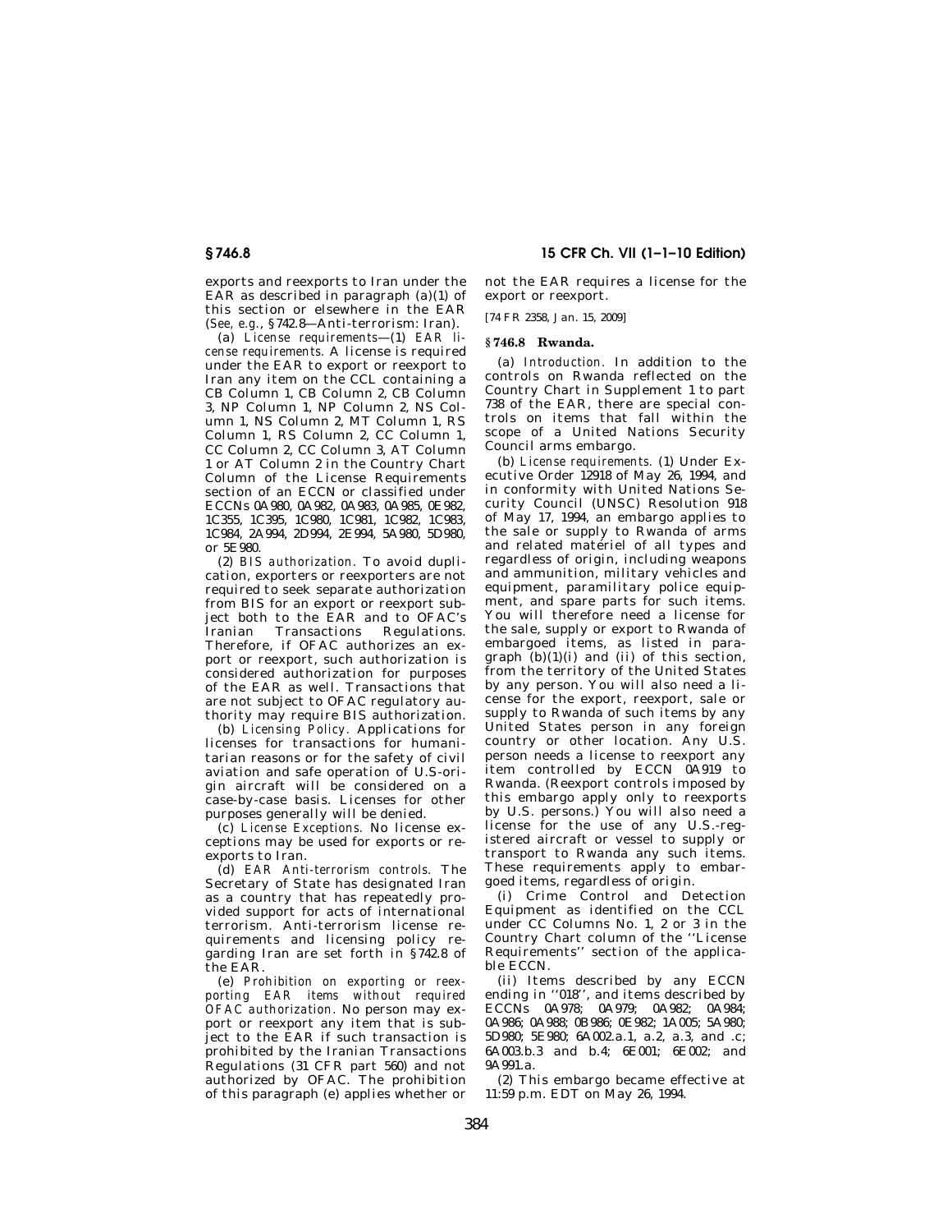exports and reexports to Iran under the EAR as described in paragraph (a)(1) of this section or elsewhere in the EAR (*See, e.g.,* §742.8—Anti-terrorism: Iran).

(a) *License requirements*—(1) *EAR license requirements.* A license is required under the EAR to export or reexport to Iran any item on the CCL containing a CB Column 1, CB Column 2, CB Column 3, NP Column 1, NP Column 2, NS Column 1, NS Column 2, MT Column 1, RS Column 1, RS Column 2, CC Column 1, CC Column 2, CC Column 3, AT Column 1 or AT Column 2 in the Country Chart Column of the License Requirements section of an ECCN or classified under ECCNs 0A980, 0A982, 0A983, 0A985, 0E982, 1C355, 1C395, 1C980, 1C981, 1C982, 1C983, 1C984, 2A994, 2D994, 2E994, 5A980, 5D980, or 5E980.

(2) *BIS authorization.* To avoid duplication, exporters or reexporters are not required to seek separate authorization from BIS for an export or reexport subject both to the EAR and to OFAC's Iranian Transactions Regulations. Therefore, if OFAC authorizes an export or reexport, such authorization is considered authorization for purposes of the EAR as well. Transactions that are not subject to OFAC regulatory authority may require BIS authorization.

(b) *Licensing Policy.* Applications for licenses for transactions for humanitarian reasons or for the safety of civil aviation and safe operation of U.S-origin aircraft will be considered on a case-by-case basis. Licenses for other purposes generally will be denied.

(c) *License Exceptions.* No license exceptions may be used for exports or reexports to Iran.

(d) *EAR Anti-terrorism controls.* The Secretary of State has designated Iran as a country that has repeatedly provided support for acts of international terrorism. Anti-terrorism license requirements and licensing policy regarding Iran are set forth in §742.8 of the EAR.

(e) *Prohibition on exporting or reexporting EAR items without required OFAC authorization.* No person may export or reexport any item that is subject to the EAR if such transaction is prohibited by the Iranian Transactions Regulations (31 CFR part 560) and not authorized by OFAC. The prohibition of this paragraph (e) applies whether or not the EAR requires a license for the export or reexport.

[74 FR 2358, Jan. 15, 2009]

## §746.8 Rwanda.

(a) *Introduction.* In addition to the controls on Rwanda reflected on the Country Chart in Supplement 1 to part 738 of the EAR, there are special controls on items that fall within the scope of a United Nations Security Council arms embargo.

(b) *License requirements.* (1) Under Executive Order 12918 of May 26, 1994, and in conformity with United Nations Security Council (UNSC) Resolution 918 of May 17, 1994, an embargo applies to the sale or supply to Rwanda of arms and related matériel of all types and regardless of origin, including weapons and ammunition, military vehicles and equipment, paramilitary police equipment, and spare parts for such items. You will therefore need a license for the sale, supply or export to Rwanda of embargoed items, as listed in paragraph (b)(1)(i) and (ii) of this section, from the territory of the United States by any person. You will also need a license for the export, reexport, sale or supply to Rwanda of such items by any United States person in any foreign country or other location. Any U.S. person needs a license to reexport any item controlled by ECCN 0A919 to Rwanda. (Reexport controls imposed by this embargo apply only to reexports by U.S. persons.) You will also need a license for the use of any U.S.-registered aircraft or vessel to supply or transport to Rwanda any such items. These requirements apply to embargoed items, regardless of origin.

(i) Crime Control and Detection Equipment as identified on the CCL under CC Columns No. 1, 2 or 3 in the Country Chart column of the ''License Requirements'' section of the applicable ECCN.

(ii) Items described by any ECCN ending in ''018'', and items described by ECCNs 0A978; 0A979; 0A982; 0A984; 0A986; 0A988; 0B986; 0E982; 1A005; 5A980; 5D980; 5E980; 6A002.a.1, a.2, a.3, and .c; 6A003.b.3 and b.4; 6E001; 6E002; and 9A991.a.

(2) This embargo became effective at 11:59 p.m. EDT on May 26, 1994.